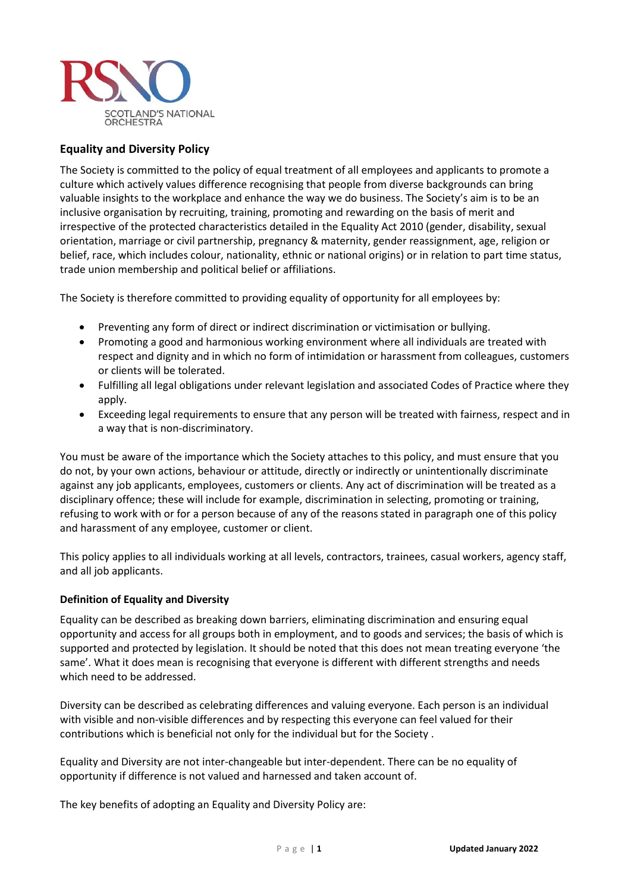RSNO

SCOTLAND'S NATIONAL ORCHESTRA

## Equality and Diversity Policy

The Society is committed to the policy of equal treatment of all employees and applicants to promote a culture which actively values difference recognising that people from diverse backgrounds can bring valuable insights to the workplace and enhance the way we do business. The Society's aim is to be an inclusive organisation by recruiting, training, promoting and rewarding on the basis of merit and irrespective of the protected characteristics detailed in the Equality Act 2010 (gender, disability, sexual orientation, marriage or civil partnership, pregnancy & maternity, gender reassignment, age, religion or belief, race, which includes colour, nationality, ethnic or national origins) or in relation to part time status, trade union membership and political belief or affiliations.

The Society is therefore committed to providing equality of opportunity for all employees by:

- Preventing any form of direct or indirect discrimination or victimisation or bullying.
- Promoting a good and harmonious working environment where all individuals are treated with respect and dignity and in which no form of intimidation or harassment from colleagues, customers or clients will be tolerated.
- Fulfilling all legal obligations under relevant legislation and associated Codes of Practice where they apply.
- Exceeding legal requirements to ensure that any person will be treated with fairness, respect and in a way that is non-discriminatory.

You must be aware of the importance which the Society attaches to this policy, and must ensure that you do not, by your own actions, behaviour or attitude, directly or indirectly or unintentionally discriminate against any job applicants, employees, customers or clients. Any act of discrimination will be treated as a disciplinary offence; these will include for example, discrimination in selecting, promoting or training, refusing to work with or for a person because of any of the reasons stated in paragraph one of this policy and harassment of any employee, customer or client.

This policy applies to all individuals working at all levels, contractors, trainees, casual workers, agency staff, and all job applicants.

### Definition of Equality and Diversity

Equality can be described as breaking down barriers, eliminating discrimination and ensuring equal opportunity and access for all groups both in employment, and to goods and services; the basis of which is supported and protected by legislation. It should be noted that this does not mean treating everyone 'the same'. What it does mean is recognising that everyone is different with different strengths and needs which need to be addressed.

Diversity can be described as celebrating differences and valuing everyone. Each person is an individual with visible and non-visible differences and by respecting this everyone can feel valued for their contributions which is beneficial not only for the individual but for the Society .

Equality and Diversity are not inter-changeable but inter-dependent. There can be no equality of opportunity if difference is not valued and harnessed and taken account of.

The key benefits of adopting an Equality and Diversity Policy are: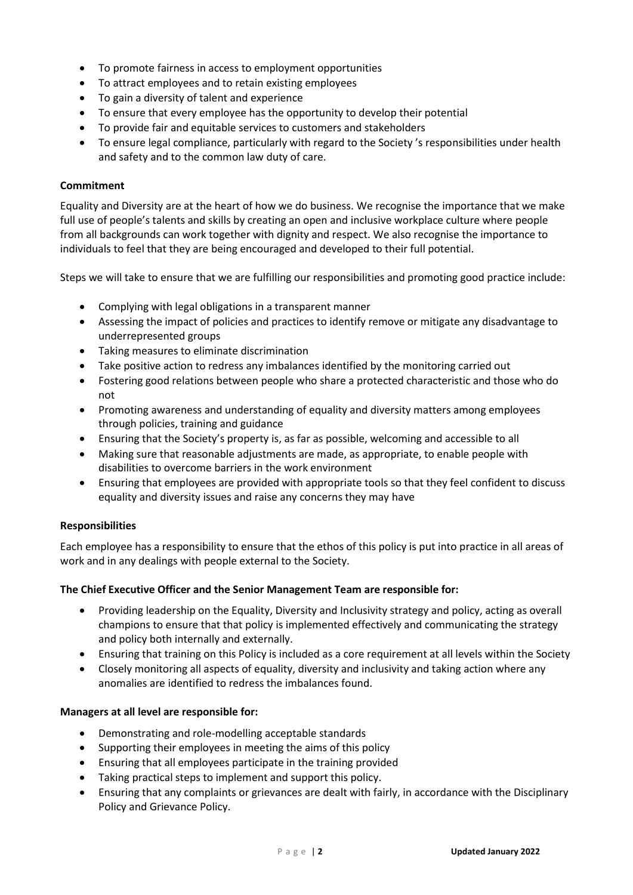- To promote fairness in access to employment opportunities
- To attract employees and to retain existing employees
- To gain a diversity of talent and experience
- To ensure that every employee has the opportunity to develop their potential
- To provide fair and equitable services to customers and stakeholders
- To ensure legal compliance, particularly with regard to the Society 's responsibilities under health and safety and to the common law duty of care.

**Commitment**

Equality and Diversity are at the heart of how we do business. We recognise the importance that we make full use of people's talents and skills by creating an open and inclusive workplace culture where people from all backgrounds can work together with dignity and respect. We also recognise the importance to individuals to feel that they are being encouraged and developed to their full potential.

Steps we will take to ensure that we are fulfilling our responsibilities and promoting good practice include:

- Complying with legal obligations in a transparent manner
- Assessing the impact of policies and practices to identify remove or mitigate any disadvantage to underrepresented groups
- Taking measures to eliminate discrimination
- Take positive action to redress any imbalances identified by the monitoring carried out
- Fostering good relations between people who share a protected characteristic and those who do not
- Promoting awareness and understanding of equality and diversity matters among employees through policies, training and guidance
- Ensuring that the Society's property is, as far as possible, welcoming and accessible to all
- Making sure that reasonable adjustments are made, as appropriate, to enable people with disabilities to overcome barriers in the work environment
- Ensuring that employees are provided with appropriate tools so that they feel confident to discuss equality and diversity issues and raise any concerns they may have

**Responsibilities**

Each employee has a responsibility to ensure that the ethos of this policy is put into practice in all areas of work and in any dealings with people external to the Society.

**The Chief Executive Officer and the Senior Management Team are responsible for:**

- Providing leadership on the Equality, Diversity and Inclusivity strategy and policy, acting as overall champions to ensure that that policy is implemented effectively and communicating the strategy and policy both internally and externally.
- Ensuring that training on this Policy is included as a core requirement at all levels within the Society
- Closely monitoring all aspects of equality, diversity and inclusivity and taking action where any anomalies are identified to redress the imbalances found.

**Managers at all level are responsible for:**

- Demonstrating and role-modelling acceptable standards
- Supporting their employees in meeting the aims of this policy
- Ensuring that all employees participate in the training provided
- Taking practical steps to implement and support this policy.
- Ensuring that any complaints or grievances are dealt with fairly, in accordance with the Disciplinary Policy and Grievance Policy.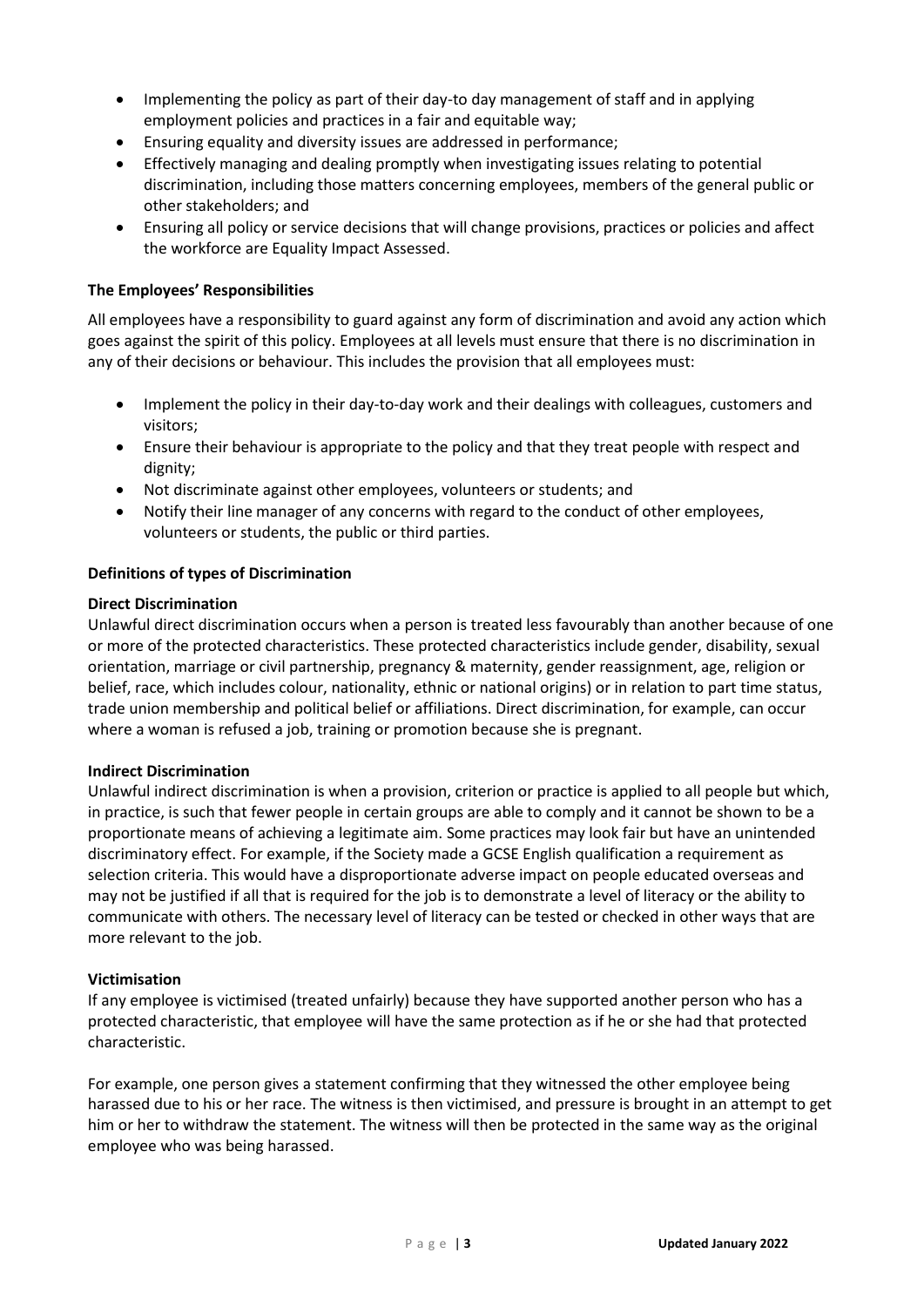- Implementing the policy as part of their day-to day management of staff and in applying employment policies and practices in a fair and equitable way;
- Ensuring equality and diversity issues are addressed in performance;
- Effectively managing and dealing promptly when investigating issues relating to potential discrimination, including those matters concerning employees, members of the general public or other stakeholders; and
- Ensuring all policy or service decisions that will change provisions, practices or policies and affect the workforce are Equality Impact Assessed.

**The Employees' Responsibilities**

All employees have a responsibility to guard against any form of discrimination and avoid any action which goes against the spirit of this policy. Employees at all levels must ensure that there is no discrimination in any of their decisions or behaviour. This includes the provision that all employees must:

- Implement the policy in their day-to-day work and their dealings with colleagues, customers and visitors;
- Ensure their behaviour is appropriate to the policy and that they treat people with respect and dignity;
- Not discriminate against other employees, volunteers or students; and
- Notify their line manager of any concerns with regard to the conduct of other employees, volunteers or students, the public or third parties.

**Definitions of types of Discrimination**

**Direct Discrimination**

Unlawful direct discrimination occurs when a person is treated less favourably than another because of one or more of the protected characteristics. These protected characteristics include gender, disability, sexual orientation, marriage or civil partnership, pregnancy & maternity, gender reassignment, age, religion or belief, race, which includes colour, nationality, ethnic or national origins) or in relation to part time status, trade union membership and political belief or affiliations. Direct discrimination, for example, can occur where a woman is refused a job, training or promotion because she is pregnant.

**Indirect Discrimination**

Unlawful indirect discrimination is when a provision, criterion or practice is applied to all people but which, in practice, is such that fewer people in certain groups are able to comply and it cannot be shown to be a proportionate means of achieving a legitimate aim. Some practices may look fair but have an unintended discriminatory effect. For example, if the Society made a GCSE English qualification a requirement as selection criteria. This would have a disproportionate adverse impact on people educated overseas and may not be justified if all that is required for the job is to demonstrate a level of literacy or the ability to communicate with others. The necessary level of literacy can be tested or checked in other ways that are more relevant to the job.

**Victimisation**

If any employee is victimised (treated unfairly) because they have supported another person who has a protected characteristic, that employee will have the same protection as if he or she had that protected characteristic.

For example, one person gives a statement confirming that they witnessed the other employee being harassed due to his or her race. The witness is then victimised, and pressure is brought in an attempt to get him or her to withdraw the statement. The witness will then be protected in the same way as the original employee who was being harassed.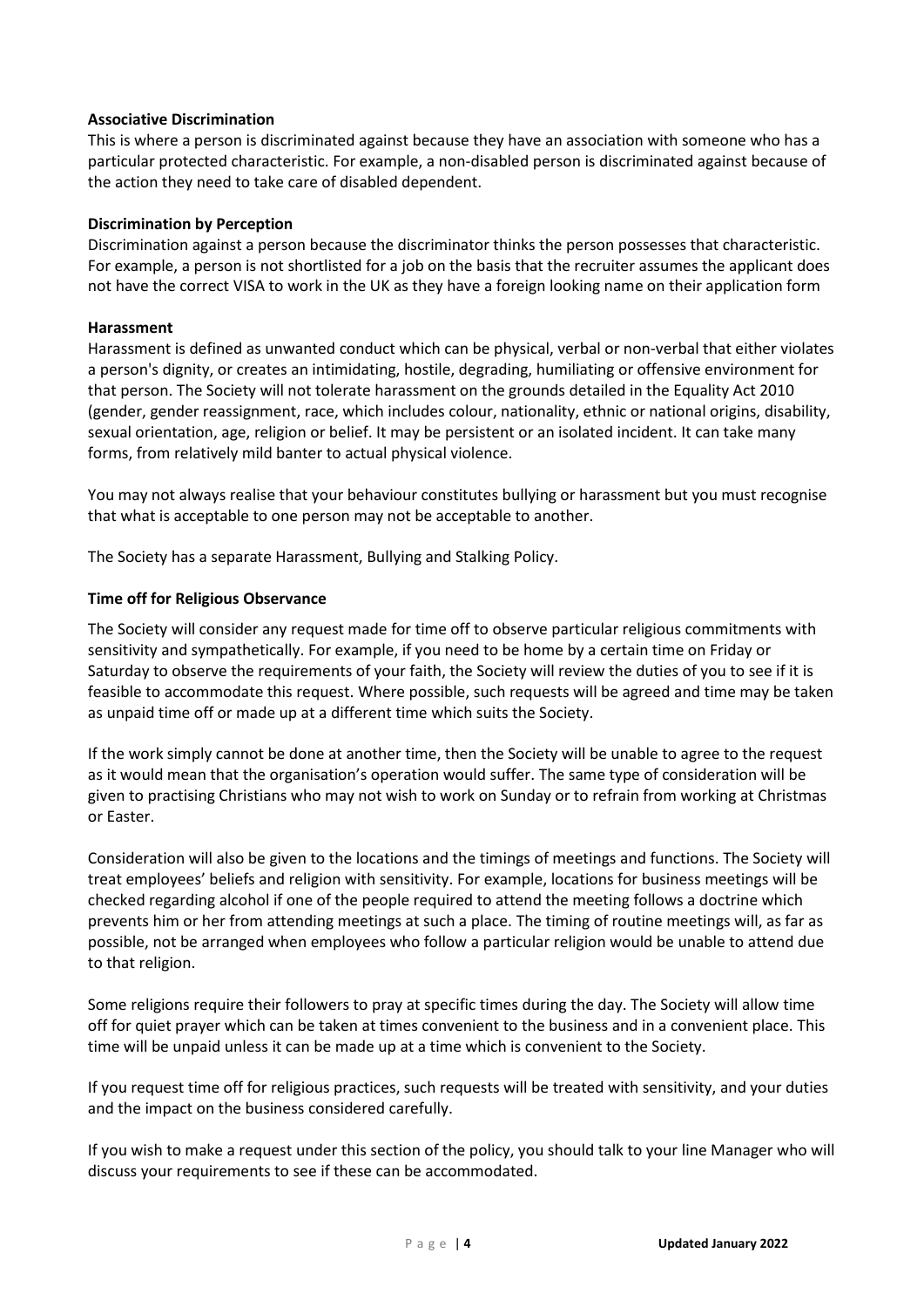**Associative Discrimination**

This is where a person is discriminated against because they have an association with someone who has a particular protected characteristic. For example, a non-disabled person is discriminated against because of the action they need to take care of disabled dependent.

**Discrimination by Perception**

Discrimination against a person because the discriminator thinks the person possesses that characteristic. For example, a person is not shortlisted for a job on the basis that the recruiter assumes the applicant does not have the correct VISA to work in the UK as they have a foreign looking name on their application form

**Harassment**

Harassment is defined as unwanted conduct which can be physical, verbal or non-verbal that either violates a person's dignity, or creates an intimidating, hostile, degrading, humiliating or offensive environment for that person. The Society will not tolerate harassment on the grounds detailed in the Equality Act 2010 (gender, gender reassignment, race, which includes colour, nationality, ethnic or national origins, disability, sexual orientation, age, religion or belief. It may be persistent or an isolated incident. It can take many forms, from relatively mild banter to actual physical violence.

You may not always realise that your behaviour constitutes bullying or harassment but you must recognise that what is acceptable to one person may not be acceptable to another.

The Society has a separate Harassment, Bullying and Stalking Policy.

**Time off for Religious Observance**

The Society will consider any request made for time off to observe particular religious commitments with sensitivity and sympathetically. For example, if you need to be home by a certain time on Friday or Saturday to observe the requirements of your faith, the Society will review the duties of you to see if it is feasible to accommodate this request. Where possible, such requests will be agreed and time may be taken as unpaid time off or made up at a different time which suits the Society.

If the work simply cannot be done at another time, then the Society will be unable to agree to the request as it would mean that the organisation's operation would suffer. The same type of consideration will be given to practising Christians who may not wish to work on Sunday or to refrain from working at Christmas or Easter.

Consideration will also be given to the locations and the timings of meetings and functions. The Society will treat employees' beliefs and religion with sensitivity. For example, locations for business meetings will be checked regarding alcohol if one of the people required to attend the meeting follows a doctrine which prevents him or her from attending meetings at such a place. The timing of routine meetings will, as far as possible, not be arranged when employees who follow a particular religion would be unable to attend due to that religion.

Some religions require their followers to pray at specific times during the day. The Society will allow time off for quiet prayer which can be taken at times convenient to the business and in a convenient place. This time will be unpaid unless it can be made up at a time which is convenient to the Society.

If you request time off for religious practices, such requests will be treated with sensitivity, and your duties and the impact on the business considered carefully.

If you wish to make a request under this section of the policy, you should talk to your line Manager who will discuss your requirements to see if these can be accommodated.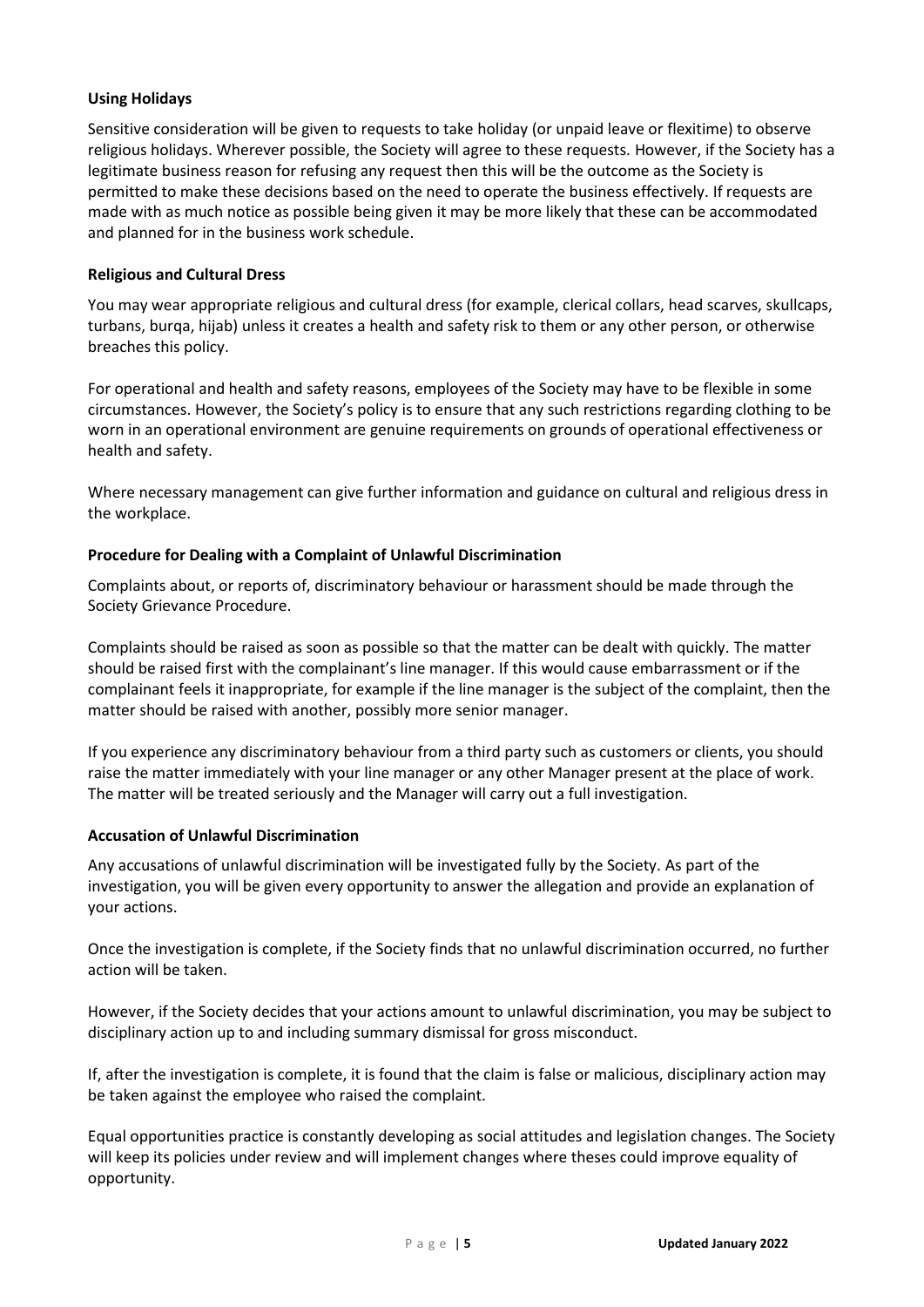**Using Holidays**

Sensitive consideration will be given to requests to take holiday (or unpaid leave or flexitime) to observe religious holidays. Wherever possible, the Society will agree to these requests. However, if the Society has a legitimate business reason for refusing any request then this will be the outcome as the Society is permitted to make these decisions based on the need to operate the business effectively. If requests are made with as much notice as possible being given it may be more likely that these can be accommodated and planned for in the business work schedule.

**Religious and Cultural Dress**

You may wear appropriate religious and cultural dress (for example, clerical collars, head scarves, skullcaps, turbans, burqa, hijab) unless it creates a health and safety risk to them or any other person, or otherwise breaches this policy.

For operational and health and safety reasons, employees of the Society may have to be flexible in some circumstances. However, the Society's policy is to ensure that any such restrictions regarding clothing to be worn in an operational environment are genuine requirements on grounds of operational effectiveness or health and safety.

Where necessary management can give further information and guidance on cultural and religious dress in the workplace.

**Procedure for Dealing with a Complaint of Unlawful Discrimination**

Complaints about, or reports of, discriminatory behaviour or harassment should be made through the Society Grievance Procedure.

Complaints should be raised as soon as possible so that the matter can be dealt with quickly. The matter should be raised first with the complainant's line manager. If this would cause embarrassment or if the complainant feels it inappropriate, for example if the line manager is the subject of the complaint, then the matter should be raised with another, possibly more senior manager.

If you experience any discriminatory behaviour from a third party such as customers or clients, you should raise the matter immediately with your line manager or any other Manager present at the place of work. The matter will be treated seriously and the Manager will carry out a full investigation.

**Accusation of Unlawful Discrimination**

Any accusations of unlawful discrimination will be investigated fully by the Society. As part of the investigation, you will be given every opportunity to answer the allegation and provide an explanation of your actions.

Once the investigation is complete, if the Society finds that no unlawful discrimination occurred, no further action will be taken.

However, if the Society decides that your actions amount to unlawful discrimination, you may be subject to disciplinary action up to and including summary dismissal for gross misconduct.

If, after the investigation is complete, it is found that the claim is false or malicious, disciplinary action may be taken against the employee who raised the complaint.

Equal opportunities practice is constantly developing as social attitudes and legislation changes. The Society will keep its policies under review and will implement changes where theses could improve equality of opportunity.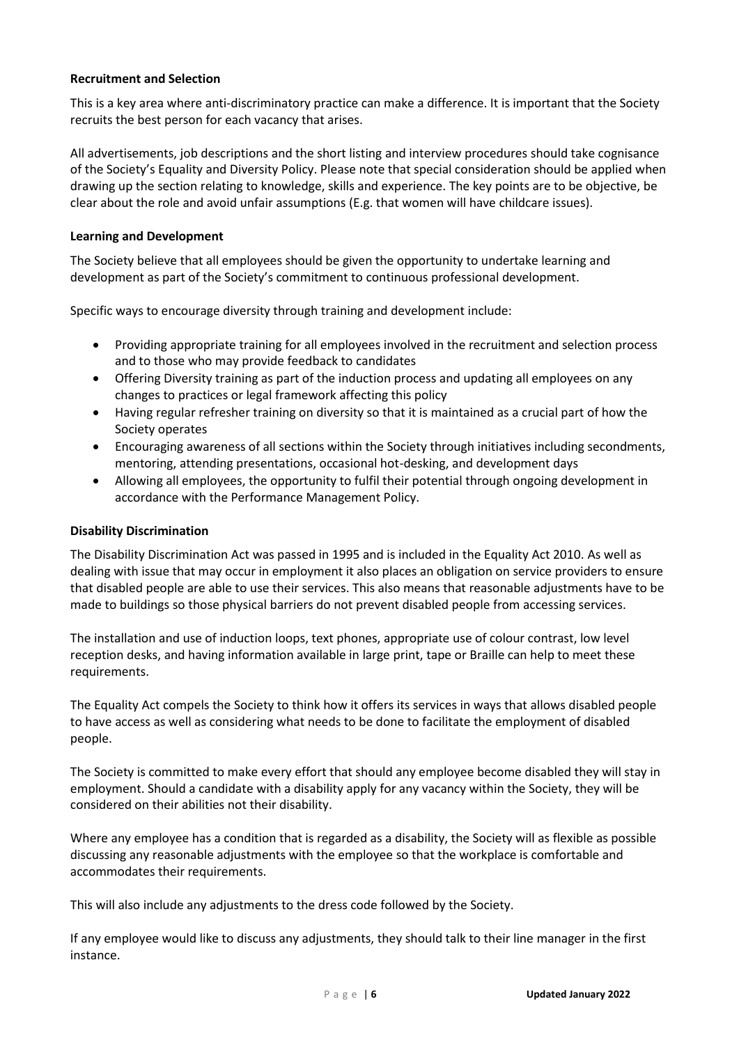**Recruitment and Selection**

This is a key area where anti-discriminatory practice can make a difference. It is important that the Society recruits the best person for each vacancy that arises.

All advertisements, job descriptions and the short listing and interview procedures should take cognisance of the Society's Equality and Diversity Policy. Please note that special consideration should be applied when drawing up the section relating to knowledge, skills and experience. The key points are to be objective, be clear about the role and avoid unfair assumptions (E.g. that women will have childcare issues).

**Learning and Development**

The Society believe that all employees should be given the opportunity to undertake learning and development as part of the Society's commitment to continuous professional development.

Specific ways to encourage diversity through training and development include:

- Providing appropriate training for all employees involved in the recruitment and selection process and to those who may provide feedback to candidates
- Offering Diversity training as part of the induction process and updating all employees on any changes to practices or legal framework affecting this policy
- Having regular refresher training on diversity so that it is maintained as a crucial part of how the Society operates
- Encouraging awareness of all sections within the Society through initiatives including secondments, mentoring, attending presentations, occasional hot-desking, and development days
- Allowing all employees, the opportunity to fulfil their potential through ongoing development in accordance with the Performance Management Policy.

**Disability Discrimination**

The Disability Discrimination Act was passed in 1995 and is included in the Equality Act 2010. As well as dealing with issue that may occur in employment it also places an obligation on service providers to ensure that disabled people are able to use their services. This also means that reasonable adjustments have to be made to buildings so those physical barriers do not prevent disabled people from accessing services.

The installation and use of induction loops, text phones, appropriate use of colour contrast, low level reception desks, and having information available in large print, tape or Braille can help to meet these requirements.

The Equality Act compels the Society to think how it offers its services in ways that allows disabled people to have access as well as considering what needs to be done to facilitate the employment of disabled people.

The Society is committed to make every effort that should any employee become disabled they will stay in employment. Should a candidate with a disability apply for any vacancy within the Society, they will be considered on their abilities not their disability.

Where any employee has a condition that is regarded as a disability, the Society will as flexible as possible discussing any reasonable adjustments with the employee so that the workplace is comfortable and accommodates their requirements.

This will also include any adjustments to the dress code followed by the Society.

If any employee would like to discuss any adjustments, they should talk to their line manager in the first instance.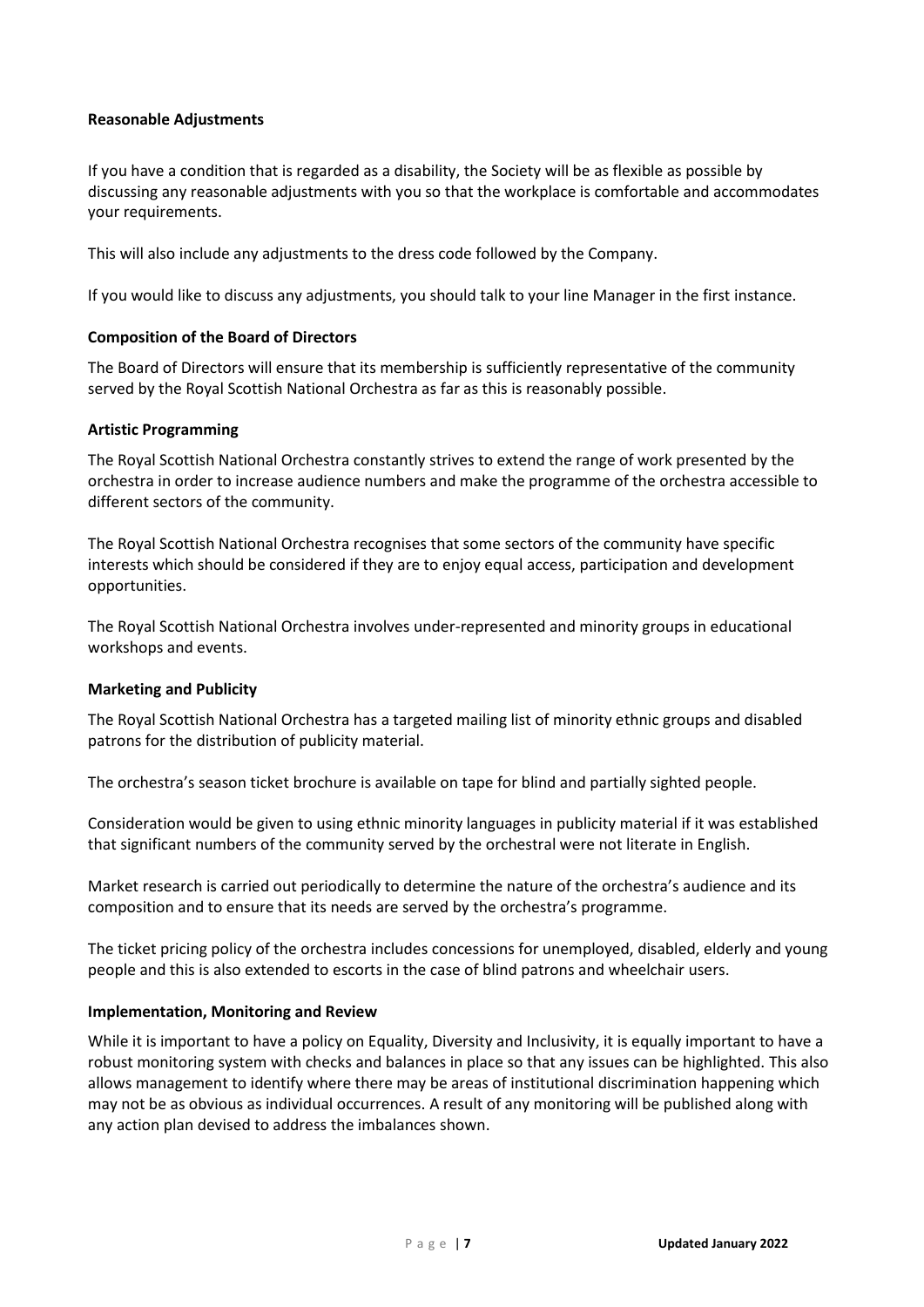**Reasonable Adjustments**

If you have a condition that is regarded as a disability, the Society will be as flexible as possible by discussing any reasonable adjustments with you so that the workplace is comfortable and accommodates your requirements.

This will also include any adjustments to the dress code followed by the Company.

If you would like to discuss any adjustments, you should talk to your line Manager in the first instance.

**Composition of the Board of Directors**

The Board of Directors will ensure that its membership is sufficiently representative of the community served by the Royal Scottish National Orchestra as far as this is reasonably possible.

**Artistic Programming**

The Royal Scottish National Orchestra constantly strives to extend the range of work presented by the orchestra in order to increase audience numbers and make the programme of the orchestra accessible to different sectors of the community.

The Royal Scottish National Orchestra recognises that some sectors of the community have specific interests which should be considered if they are to enjoy equal access, participation and development opportunities.

The Royal Scottish National Orchestra involves under-represented and minority groups in educational workshops and events.

**Marketing and Publicity**

The Royal Scottish National Orchestra has a targeted mailing list of minority ethnic groups and disabled patrons for the distribution of publicity material.

The orchestra's season ticket brochure is available on tape for blind and partially sighted people.

Consideration would be given to using ethnic minority languages in publicity material if it was established that significant numbers of the community served by the orchestral were not literate in English.

Market research is carried out periodically to determine the nature of the orchestra's audience and its composition and to ensure that its needs are served by the orchestra's programme.

The ticket pricing policy of the orchestra includes concessions for unemployed, disabled, elderly and young people and this is also extended to escorts in the case of blind patrons and wheelchair users.

**Implementation, Monitoring and Review**

While it is important to have a policy on Equality, Diversity and Inclusivity, it is equally important to have a robust monitoring system with checks and balances in place so that any issues can be highlighted. This also allows management to identify where there may be areas of institutional discrimination happening which may not be as obvious as individual occurrences. A result of any monitoring will be published along with any action plan devised to address the imbalances shown.